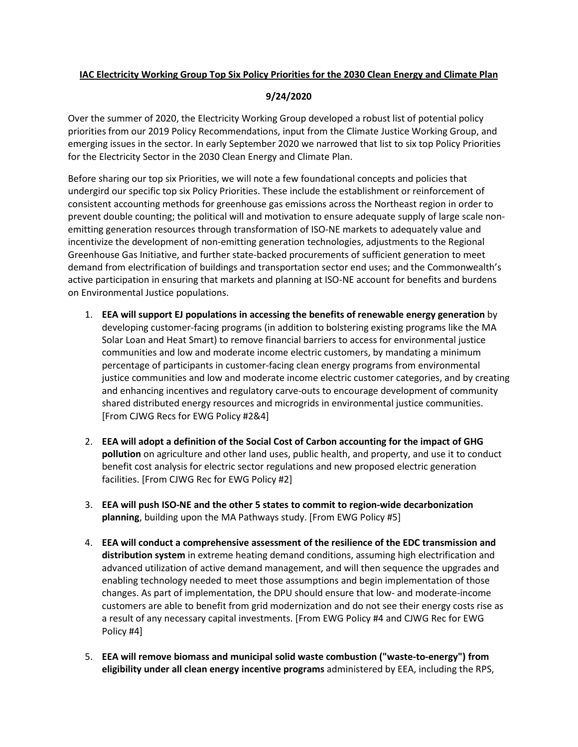**IAC Electricity Working Group Top Six Policy Priorities for the 2030 Clean Energy and Climate Plan**

**9/24/2020**

Over the summer of 2020, the Electricity Working Group developed a robust list of potential policy priorities from our 2019 Policy Recommendations, input from the Climate Justice Working Group, and emerging issues in the sector. In early September 2020 we narrowed that list to six top Policy Priorities for the Electricity Sector in the 2030 Clean Energy and Climate Plan.

Before sharing our top six Priorities, we will note a few foundational concepts and policies that undergird our specific top six Policy Priorities. These include the establishment or reinforcement of consistent accounting methods for greenhouse gas emissions across the Northeast region in order to prevent double counting; the political will and motivation to ensure adequate supply of large scale non-emitting generation resources through transformation of ISO-NE markets to adequately value and incentivize the development of non-emitting generation technologies, adjustments to the Regional Greenhouse Gas Initiative, and further state-backed procurements of sufficient generation to meet demand from electrification of buildings and transportation sector end uses; and the Commonwealth's active participation in ensuring that markets and planning at ISO-NE account for benefits and burdens on Environmental Justice populations.

1. **EEA will support EJ populations in accessing the benefits of renewable energy generation** by developing customer-facing programs (in addition to bolstering existing programs like the MA Solar Loan and Heat Smart) to remove financial barriers to access for environmental justice communities and low and moderate income electric customers, by mandating a minimum percentage of participants in customer-facing clean energy programs from environmental justice communities and low and moderate income electric customer categories, and by creating and enhancing incentives and regulatory carve-outs to encourage development of community shared distributed energy resources and microgrids in environmental justice communities. [From CJWG Recs for EWG Policy #2&4]

2. **EEA will adopt a definition of the Social Cost of Carbon accounting for the impact of GHG pollution** on agriculture and other land uses, public health, and property, and use it to conduct benefit cost analysis for electric sector regulations and new proposed electric generation facilities. [From CJWG Rec for EWG Policy #2]

3. **EEA will push ISO-NE and the other 5 states to commit to region-wide decarbonization planning**, building upon the MA Pathways study. [From EWG Policy #5]

4. **EEA will conduct a comprehensive assessment of the resilience of the EDC transmission and distribution system** in extreme heating demand conditions, assuming high electrification and advanced utilization of active demand management, and will then sequence the upgrades and enabling technology needed to meet those assumptions and begin implementation of those changes. As part of implementation, the DPU should ensure that low- and moderate-income customers are able to benefit from grid modernization and do not see their energy costs rise as a result of any necessary capital investments. [From EWG Policy #4 and CJWG Rec for EWG Policy #4]

5. **EEA will remove biomass and municipal solid waste combustion ("waste-to-energy") from eligibility under all clean energy incentive programs** administered by EEA, including the RPS,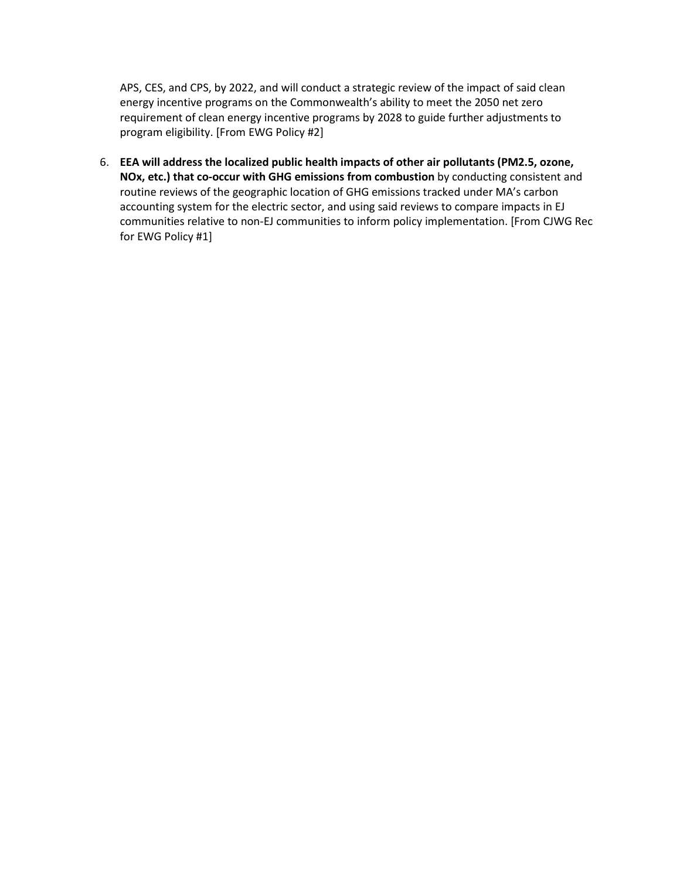APS, CES, and CPS, by 2022, and will conduct a strategic review of the impact of said clean energy incentive programs on the Commonwealth's ability to meet the 2050 net zero requirement of clean energy incentive programs by 2028 to guide further adjustments to program eligibility. [From EWG Policy #2]

6. **EEA will address the localized public health impacts of other air pollutants (PM2.5, ozone, NOx, etc.) that co-occur with GHG emissions from combustion** by conducting consistent and routine reviews of the geographic location of GHG emissions tracked under MA's carbon accounting system for the electric sector, and using said reviews to compare impacts in EJ communities relative to non-EJ communities to inform policy implementation. [From CJWG Rec for EWG Policy #1]